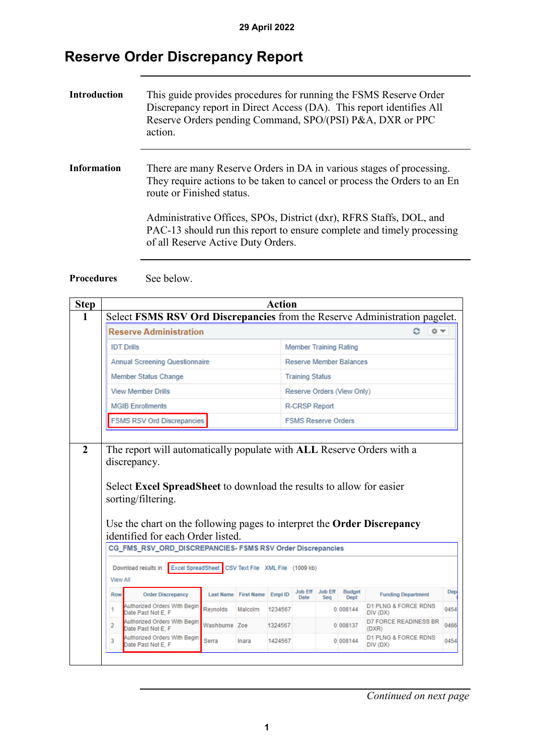29 April 2022

# Reserve Order Discrepancy Report

**Introduction**

This guide provides procedures for running the FSMS Reserve Order Discrepancy report in Direct Access (DA). This report identifies All Reserve Orders pending Command, SPO/(PSI) P&A, DXR or PPC action.

**Information**

There are many Reserve Orders in DA in various stages of processing. They require actions to be taken to cancel or process the Orders to an En route or Finished status.

Administrative Offices, SPOs, District (dxr), RFRS Staffs, DOL, and PAC-13 should run this report to ensure complete and timely processing of all Reserve Active Duty Orders.

**Procedures**

See below.

| Step | Action |
|---|---|
| 1 | Select **FSMS RSV Ord Discrepancies** from the Reserve Administration pagelet. |
| 2 | The report will automatically populate with **ALL** Reserve Orders with a discrepancy.<br><br>Select **Excel SpreadSheet** to download the results to allow for easier sorting/filtering.<br><br>Use the chart on the following pages to interpret the **Order Discrepancy** identified for each Order listed. |

**Reserve Administration**

| | |
|---|---|
| IDT Drills | Member Training Rating |
| Annual Screening Questionnaire | Reserve Member Balances |
| Member Status Change | Training Status |
| View Member Drills | Reserve Orders (View Only) |
| MGIB Enrollments | R-CRSP Report |
| FSMS RSV Ord Discrepancies | FSMS Reserve Orders |

CG_FMS_RSV_ORD_DISCREPANCIES- FSMS RSV Order Discrepancies

Download results in : Excel SpreadSheet CSV Text File XML File (1009 kb)

View All

| Row | Order Discrepancy | Last Name | First Name | Empl ID | Job Eff Date | Job Eff Seq | Budget Dept | Funding Department | Dep |
|---|---|---|---|---|---|---|---|---|---|
| 1 | Authorized Orders With Begin Date Past Not E, F | Reynolds | Malcolm | 1234567 | | 0 | 008144 | D1 PLNG & FORCE RDNS DIV (DX) | 0454 |
| 2 | Authorized Orders With Begin Date Past Not E, F | Washburne | Zoe | 1324567 | | 0 | 008137 | D7 FORCE READINESS BR (DXR) | 0466 |
| 3 | Authorized Orders With Begin Date Past Not E, F | Serra | Inara | 1424567 | | 0 | 008144 | D1 PLNG & FORCE RDNS DIV (DX) | 0454 |

*Continued on next page*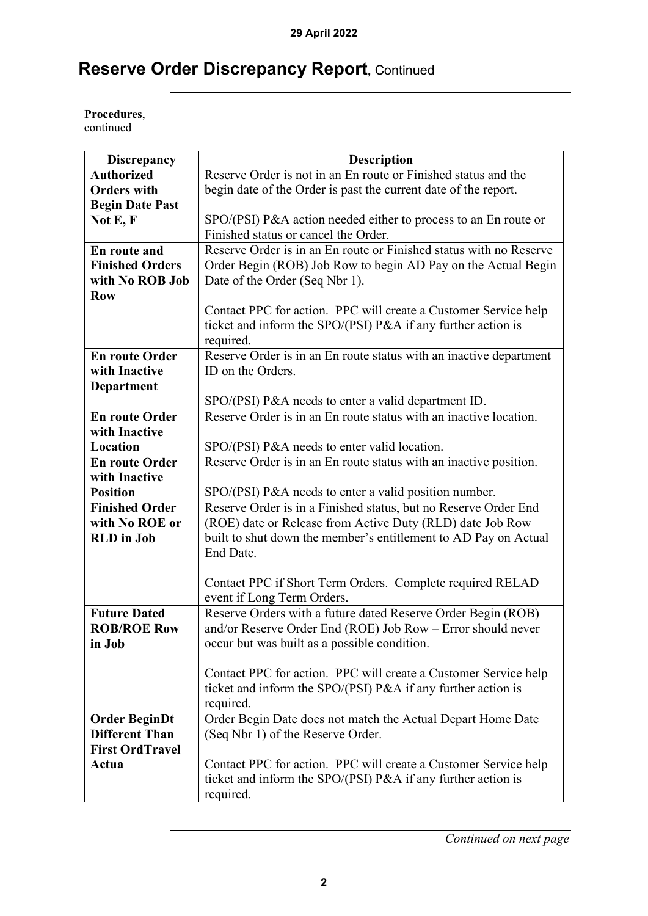# Reserve Order Discrepancy Report, Continued

**Procedures**, continued

| Discrepancy | Description |
| --- | --- |
| **Authorized Orders with Begin Date Past Not E, F** | Reserve Order is not in an En route or Finished status and the begin date of the Order is past the current date of the report.<br><br>SPO/(PSI) P&A action needed either to process to an En route or Finished status or cancel the Order. |
| **En route and Finished Orders with No ROB Job Row** | Reserve Order is in an En route or Finished status with no Reserve Order Begin (ROB) Job Row to begin AD Pay on the Actual Begin Date of the Order (Seq Nbr 1).<br><br>Contact PPC for action. PPC will create a Customer Service help ticket and inform the SPO/(PSI) P&A if any further action is required. |
| **En route Order with Inactive Department** | Reserve Order is in an En route status with an inactive department ID on the Orders.<br><br>SPO/(PSI) P&A needs to enter a valid department ID. |
| **En route Order with Inactive Location** | Reserve Order is in an En route status with an inactive location.<br><br>SPO/(PSI) P&A needs to enter valid location. |
| **En route Order with Inactive Position** | Reserve Order is in an En route status with an inactive position.<br><br>SPO/(PSI) P&A needs to enter a valid position number. |
| **Finished Order with No ROE or RLD in Job** | Reserve Order is in a Finished status, but no Reserve Order End (ROE) date or Release from Active Duty (RLD) date Job Row built to shut down the member's entitlement to AD Pay on Actual End Date.<br><br>Contact PPC if Short Term Orders. Complete required RELAD event if Long Term Orders. |
| **Future Dated ROB/ROE Row in Job** | Reserve Orders with a future dated Reserve Order Begin (ROB) and/or Reserve Order End (ROE) Job Row – Error should never occur but was built as a possible condition.<br><br>Contact PPC for action. PPC will create a Customer Service help ticket and inform the SPO/(PSI) P&A if any further action is required. |
| **Order BeginDt Different Than First OrdTravel Actua** | Order Begin Date does not match the Actual Depart Home Date (Seq Nbr 1) of the Reserve Order.<br><br>Contact PPC for action. PPC will create a Customer Service help ticket and inform the SPO/(PSI) P&A if any further action is required. |

*Continued on next page*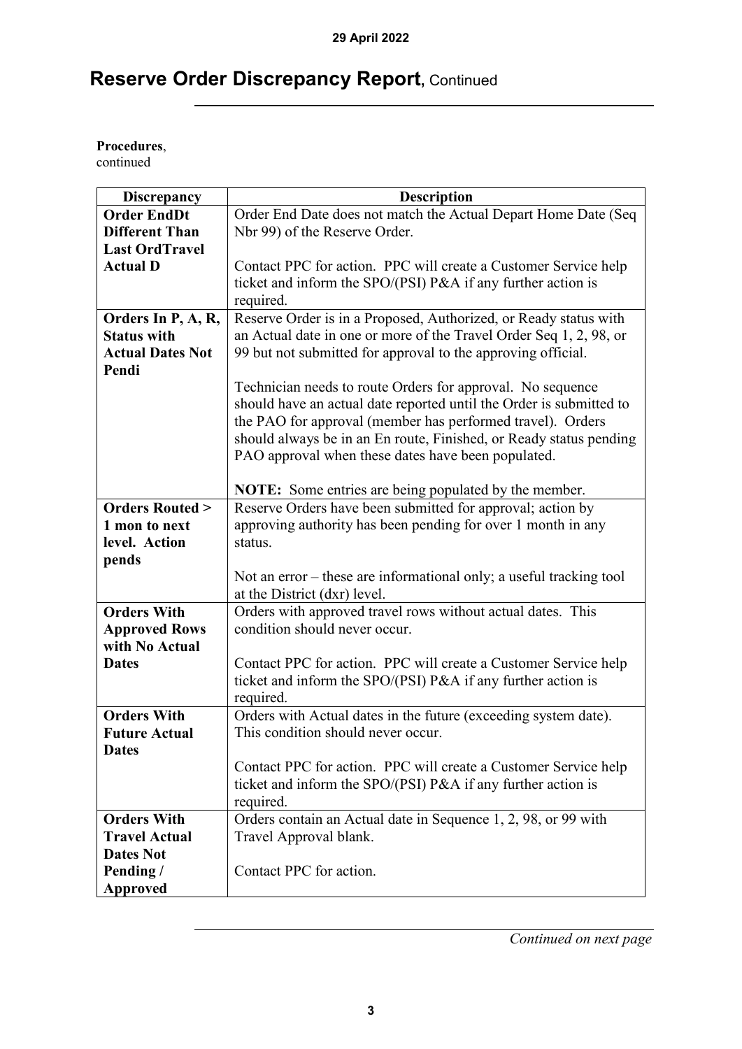# Reserve Order Discrepancy Report, Continued

**Procedures**, continued

| Discrepancy | Description |
|---|---|
| **Order EndDt Different Than Last OrdTravel Actual D** | Order End Date does not match the Actual Depart Home Date (Seq Nbr 99) of the Reserve Order.<br><br>Contact PPC for action. PPC will create a Customer Service help ticket and inform the SPO/(PSI) P&A if any further action is required. |
| **Orders In P, A, R, Status with Actual Dates Not Pendi** | Reserve Order is in a Proposed, Authorized, or Ready status with an Actual date in one or more of the Travel Order Seq 1, 2, 98, or 99 but not submitted for approval to the approving official.<br><br>Technician needs to route Orders for approval. No sequence should have an actual date reported until the Order is submitted to the PAO for approval (member has performed travel). Orders should always be in an En route, Finished, or Ready status pending PAO approval when these dates have been populated.<br><br>**NOTE:** Some entries are being populated by the member. |
| **Orders Routed > 1 mon to next level. Action pends** | Reserve Orders have been submitted for approval; action by approving authority has been pending for over 1 month in any status.<br><br>Not an error – these are informational only; a useful tracking tool at the District (dxr) level. |
| **Orders With Approved Rows with No Actual Dates** | Orders with approved travel rows without actual dates. This condition should never occur.<br><br>Contact PPC for action. PPC will create a Customer Service help ticket and inform the SPO/(PSI) P&A if any further action is required. |
| **Orders With Future Actual Dates** | Orders with Actual dates in the future (exceeding system date). This condition should never occur.<br><br>Contact PPC for action. PPC will create a Customer Service help ticket and inform the SPO/(PSI) P&A if any further action is required. |
| **Orders With Travel Actual Dates Not Pending / Approved** | Orders contain an Actual date in Sequence 1, 2, 98, or 99 with Travel Approval blank.<br><br>Contact PPC for action. |

*Continued on next page*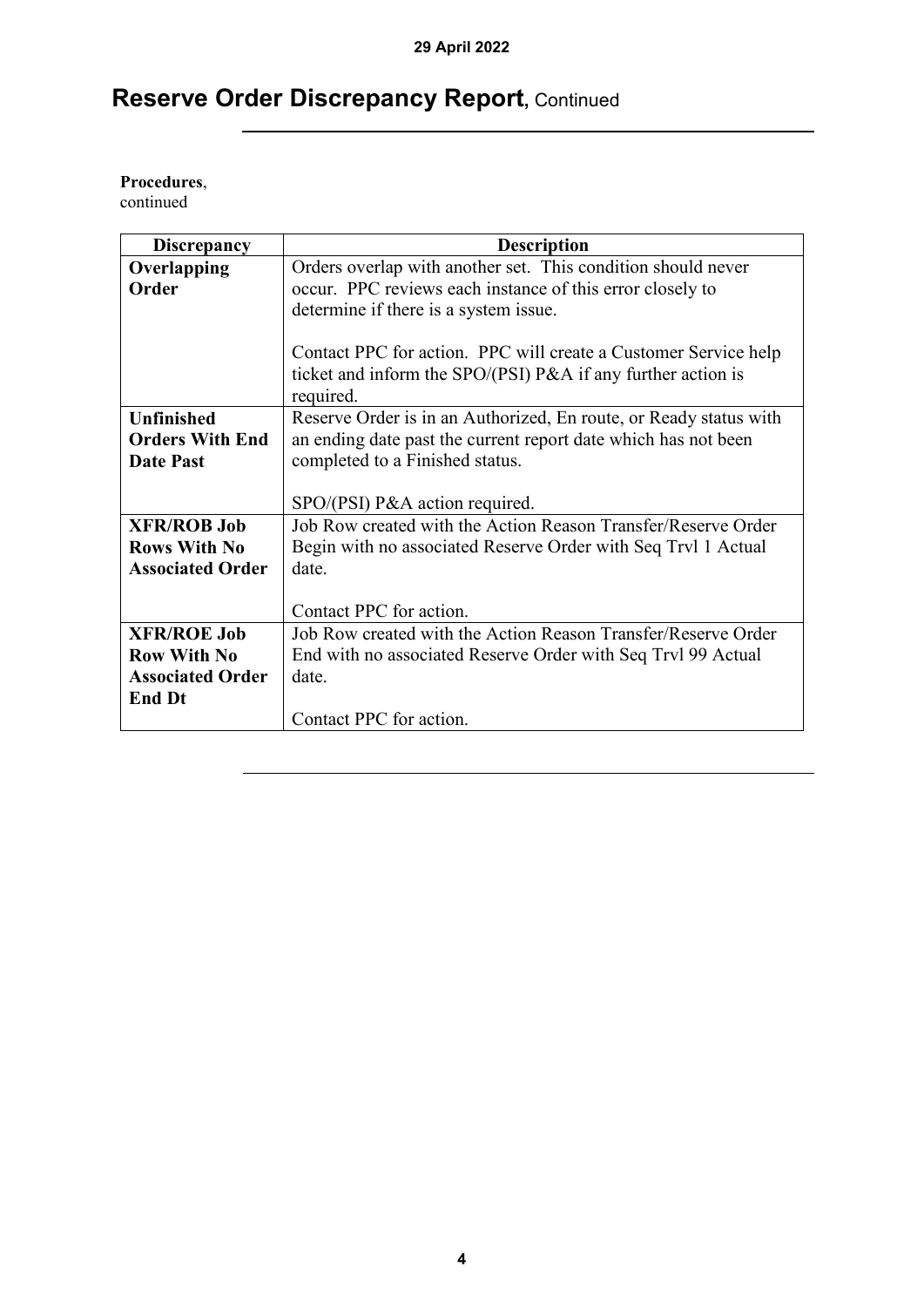# Reserve Order Discrepancy Report, Continued

**Procedures**, continued

| Discrepancy | Description |
|---|---|
| **Overlapping Order** | Orders overlap with another set. This condition should never occur. PPC reviews each instance of this error closely to determine if there is a system issue.<br><br>Contact PPC for action. PPC will create a Customer Service help ticket and inform the SPO/(PSI) P&A if any further action is required. |
| **Unfinished Orders With End Date Past** | Reserve Order is in an Authorized, En route, or Ready status with an ending date past the current report date which has not been completed to a Finished status.<br><br>SPO/(PSI) P&A action required. |
| **XFR/ROB Job Rows With No Associated Order** | Job Row created with the Action Reason Transfer/Reserve Order Begin with no associated Reserve Order with Seq Trvl 1 Actual date.<br><br>Contact PPC for action. |
| **XFR/ROE Job Row With No Associated Order End Dt** | Job Row created with the Action Reason Transfer/Reserve Order End with no associated Reserve Order with Seq Trvl 99 Actual date.<br><br>Contact PPC for action. |